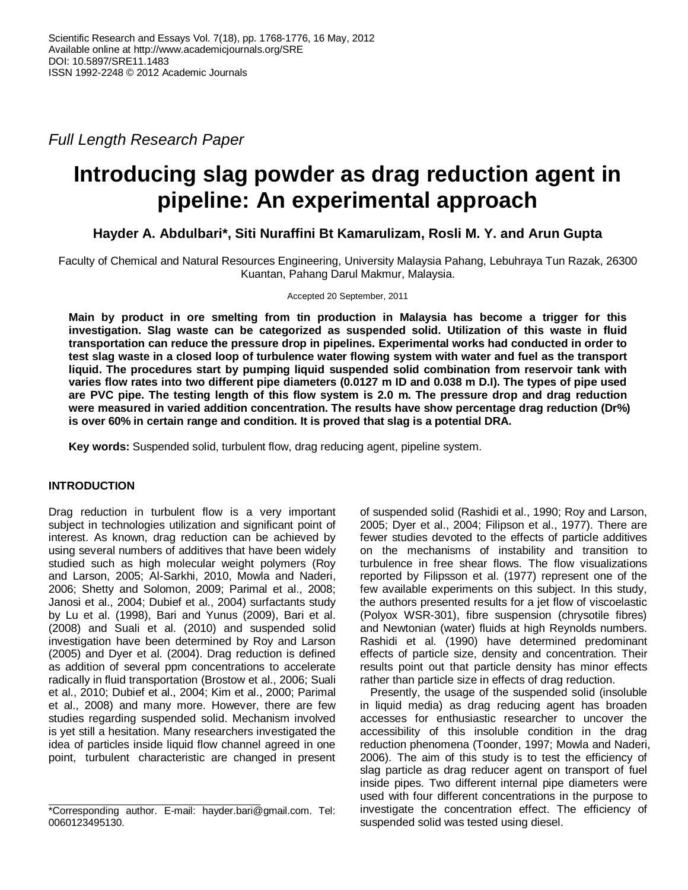*Full Length Research Paper*

# Introducing slag powder as drag reduction agent in pipeline: An experimental approach

**Hayder A. Abdulbari*, Siti Nuraffini Bt Kamarulizam, Rosli M. Y. and Arun Gupta**

Faculty of Chemical and Natural Resources Engineering, University Malaysia Pahang, Lebuhraya Tun Razak, 26300 Kuantan, Pahang Darul Makmur, Malaysia.

Accepted 20 September, 2011

**Main by product in ore smelting from tin production in Malaysia has become a trigger for this investigation. Slag waste can be categorized as suspended solid. Utilization of this waste in fluid transportation can reduce the pressure drop in pipelines. Experimental works had conducted in order to test slag waste in a closed loop of turbulence water flowing system with water and fuel as the transport liquid. The procedures start by pumping liquid suspended solid combination from reservoir tank with varies flow rates into two different pipe diameters (0.0127 m ID and 0.038 m D.I). The types of pipe used are PVC pipe. The testing length of this flow system is 2.0 m. The pressure drop and drag reduction were measured in varied addition concentration. The results have show percentage drag reduction (Dr%) is over 60% in certain range and condition. It is proved that slag is a potential DRA.**

**Key words:** Suspended solid, turbulent flow, drag reducing agent, pipeline system.

## INTRODUCTION

Drag reduction in turbulent flow is a very important subject in technologies utilization and significant point of interest. As known, drag reduction can be achieved by using several numbers of additives that have been widely studied such as high molecular weight polymers (Roy and Larson, 2005; Al-Sarkhi, 2010, Mowla and Naderi, 2006; Shetty and Solomon, 2009; Parimal et al., 2008; Janosi et al., 2004; Dubief et al., 2004) surfactants study by Lu et al. (1998), Bari and Yunus (2009), Bari et al. (2008) and Suali et al. (2010) and suspended solid investigation have been determined by Roy and Larson (2005) and Dyer et al. (2004). Drag reduction is defined as addition of several ppm concentrations to accelerate radically in fluid transportation (Brostow et al., 2006; Suali et al., 2010; Dubief et al., 2004; Kim et al., 2000; Parimal et al., 2008) and many more. However, there are few studies regarding suspended solid. Mechanism involved is yet still a hesitation. Many researchers investigated the idea of particles inside liquid flow channel agreed in one point, turbulent characteristic are changed in present of suspended solid (Rashidi et al., 1990; Roy and Larson, 2005; Dyer et al., 2004; Filipson et al., 1977). There are fewer studies devoted to the effects of particle additives on the mechanisms of instability and transition to turbulence in free shear flows. The flow visualizations reported by Filipsson et al. (1977) represent one of the few available experiments on this subject. In this study, the authors presented results for a jet flow of viscoelastic (Polyox WSR-301), fibre suspension (chrysotile fibres) and Newtonian (water) fluids at high Reynolds numbers. Rashidi et al. (1990) have determined predominant effects of particle size, density and concentration. Their results point out that particle density has minor effects rather than particle size in effects of drag reduction.

Presently, the usage of the suspended solid (insoluble in liquid media) as drag reducing agent has broaden accesses for enthusiastic researcher to uncover the accessibility of this insoluble condition in the drag reduction phenomena (Toonder, 1997; Mowla and Naderi, 2006). The aim of this study is to test the efficiency of slag particle as drag reducer agent on transport of fuel inside pipes. Two different internal pipe diameters were used with four different concentrations in the purpose to investigate the concentration effect. The efficiency of suspended solid was tested using diesel.

*Corresponding author. E-mail: hayder.bari@gmail.com. Tel: 0060123495130.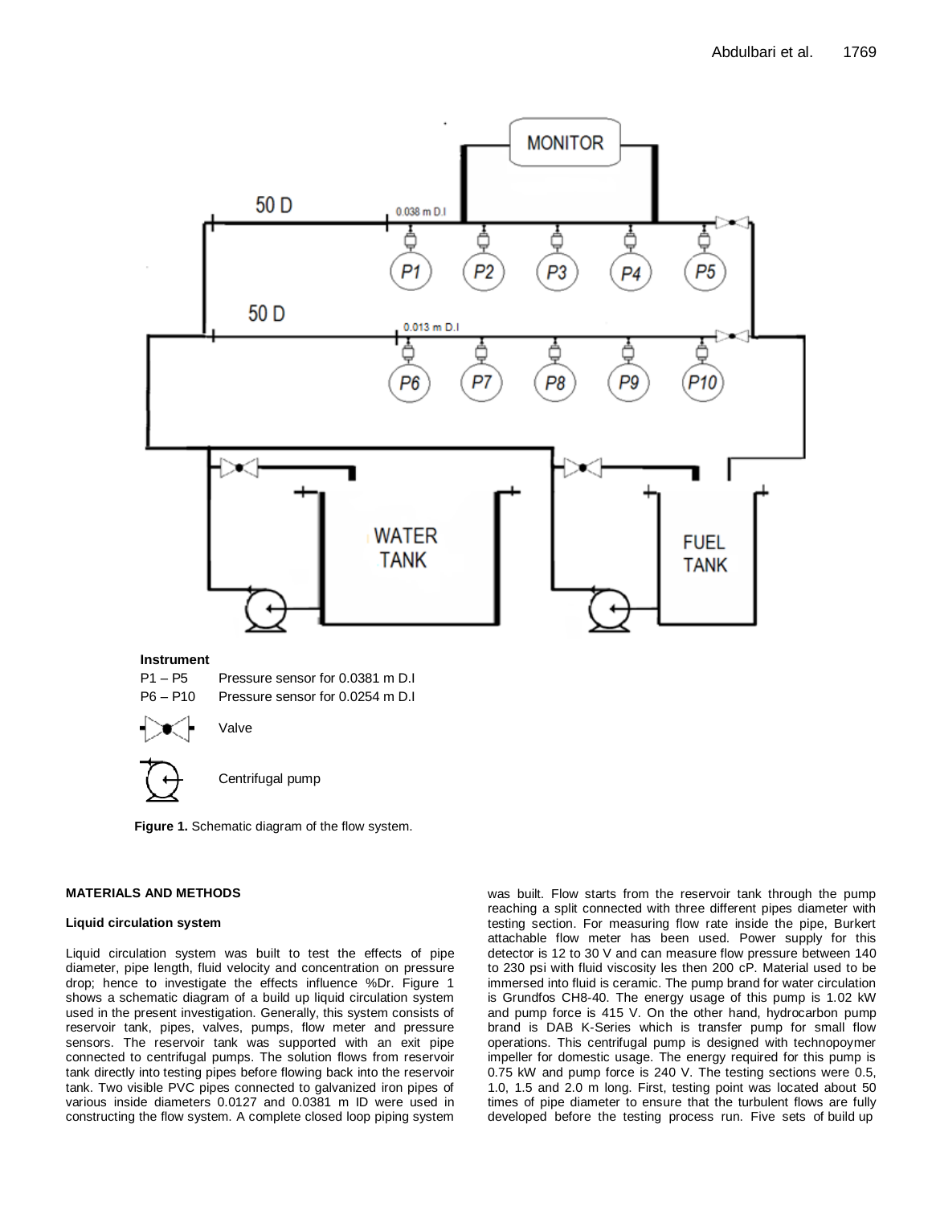**Instrument**

P1 – P5 Pressure sensor for 0.0381 m D.I

P6 – P10 Pressure sensor for 0.0254 m D.I

Valve

Centrifugal pump

**Figure 1.** Schematic diagram of the flow system.

## MATERIALS AND METHODS

### Liquid circulation system

Liquid circulation system was built to test the effects of pipe diameter, pipe length, fluid velocity and concentration on pressure drop; hence to investigate the effects influence %Dr. Figure 1 shows a schematic diagram of a build up liquid circulation system used in the present investigation. Generally, this system consists of reservoir tank, pipes, valves, pumps, flow meter and pressure sensors. The reservoir tank was supported with an exit pipe connected to centrifugal pumps. The solution flows from reservoir tank directly into testing pipes before flowing back into the reservoir tank. Two visible PVC pipes connected to galvanized iron pipes of various inside diameters 0.0127 and 0.0381 m ID were used in constructing the flow system. A complete closed loop piping system was built. Flow starts from the reservoir tank through the pump reaching a split connected with three different pipes diameter with testing section. For measuring flow rate inside the pipe, Burkert attachable flow meter has been used. Power supply for this detector is 12 to 30 V and can measure flow pressure between 140 to 230 psi with fluid viscosity les then 200 cP. Material used to be immersed into fluid is ceramic. The pump brand for water circulation is Grundfos CH8-40. The energy usage of this pump is 1.02 kW and pump force is 415 V. On the other hand, hydrocarbon pump brand is DAB K-Series which is transfer pump for small flow operations. This centrifugal pump is designed with technopoymer impeller for domestic usage. The energy required for this pump is 0.75 kW and pump force is 240 V. The testing sections were 0.5, 1.0, 1.5 and 2.0 m long. First, testing point was located about 50 times of pipe diameter to ensure that the turbulent flows are fully developed before the testing process run. Five sets of build up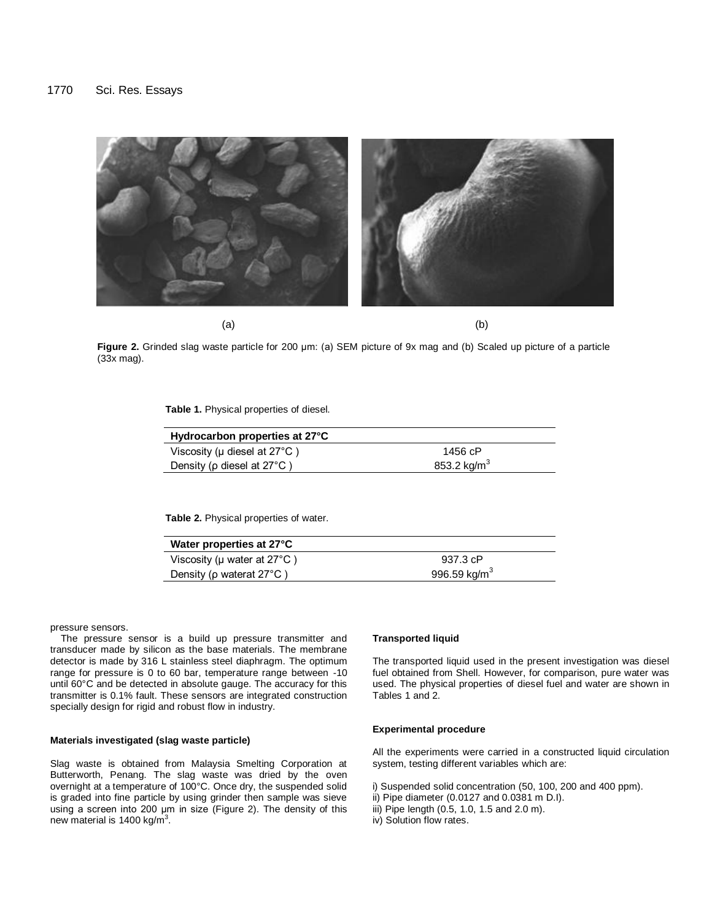Figure 2. Grinded slag waste particle for 200 μm: (a) SEM picture of 9x mag and (b) Scaled up picture of a particle (33x mag).

**Table 1.** Physical properties of diesel.

| Hydrocarbon properties at 27°C | |
|---|---|
| Viscosity (μ diesel at 27°C ) | 1456 cP |
| Density (ρ diesel at 27°C ) | 853.2 kg/m$^3$ |

**Table 2.** Physical properties of water.

| Water properties at 27°C | |
|---|---|
| Viscosity (μ water at 27°C ) | 937.3 cP |
| Density (ρ waterat 27°C ) | 996.59 kg/m$^3$ |

pressure sensors.

The pressure sensor is a build up pressure transmitter and transducer made by silicon as the base materials. The membrane detector is made by 316 L stainless steel diaphragm. The optimum range for pressure is 0 to 60 bar, temperature range between -10 until 60°C and be detected in absolute gauge. The accuracy for this transmitter is 0.1% fault. These sensors are integrated construction specially design for rigid and robust flow in industry.

#### Materials investigated (slag waste particle)

Slag waste is obtained from Malaysia Smelting Corporation at Butterworth, Penang. The slag waste was dried by the oven overnight at a temperature of 100°C. Once dry, the suspended solid is graded into fine particle by using grinder then sample was sieve using a screen into 200 μm in size (Figure 2). The density of this new material is 1400 kg/m$^3$.

#### Transported liquid

The transported liquid used in the present investigation was diesel fuel obtained from Shell. However, for comparison, pure water was used. The physical properties of diesel fuel and water are shown in Tables 1 and 2.

#### Experimental procedure

All the experiments were carried in a constructed liquid circulation system, testing different variables which are:

i) Suspended solid concentration (50, 100, 200 and 400 ppm).
ii) Pipe diameter (0.0127 and 0.0381 m D.I).
iii) Pipe length (0.5, 1.0, 1.5 and 2.0 m).
iv) Solution flow rates.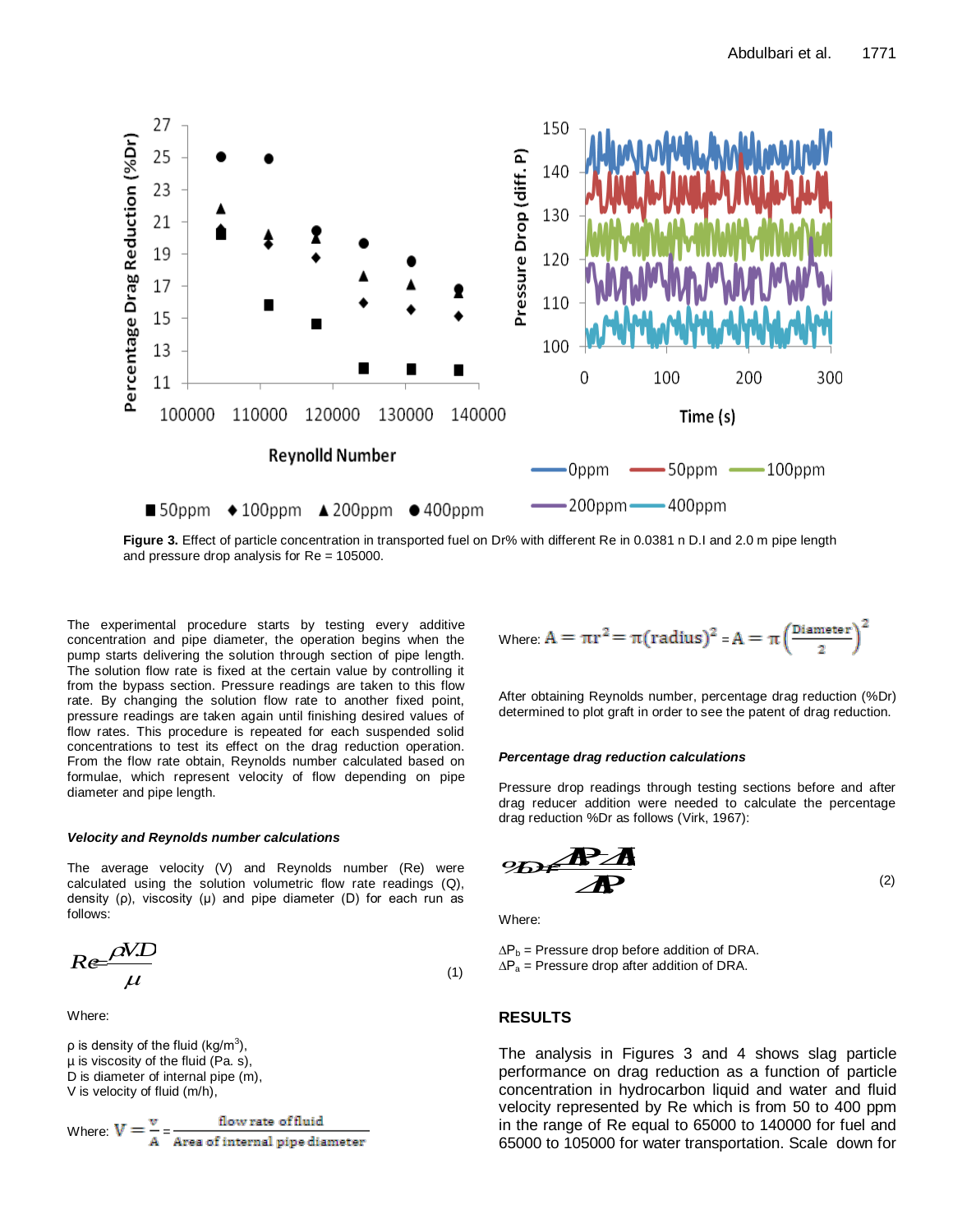Figure 3. Effect of particle concentration in transported fuel on Dr% with different Re in 0.0381 n D.I and 2.0 m pipe length and pressure drop analysis for Re = 105000.

The experimental procedure starts by testing every additive concentration and pipe diameter, the operation begins when the pump starts delivering the solution through section of pipe length. The solution flow rate is fixed at the certain value by controlling it from the bypass section. Pressure readings are taken to this flow rate. By changing the solution flow rate to another fixed point, pressure readings are taken again until finishing desired values of flow rates. This procedure is repeated for each suspended solid concentrations to test its effect on the drag reduction operation. From the flow rate obtain, Reynolds number calculated based on formulae, which represent velocity of flow depending on pipe diameter and pipe length.

### *Velocity and Reynolds number calculations*

The average velocity (V) and Reynolds number (Re) were calculated using the solution volumetric flow rate readings (Q), density (ρ), viscosity (μ) and pipe diameter (D) for each run as follows:

$$Re = \frac{\rho V D}{\mu} \quad (1)$$

Where:

$\rho$ is density of the fluid (kg/m$^3$),
$\mu$ is viscosity of the fluid (Pa. s),
D is diameter of internal pipe (m),
V is velocity of fluid (m/h),

Where: $V = \frac{v}{A} = \frac{\text{flow rate of fluid}}{\text{Area of internal pipe diameter}}$

Where: $A = \pi r^2 = \pi (\text{radius})^2 = A = \pi \left(\frac{\text{Diameter}}{2}\right)^2$

After obtaining Reynolds number, percentage drag reduction (%Dr) determined to plot graft in order to see the patent of drag reduction.

### *Percentage drag reduction calculations*

Pressure drop readings through testing sections before and after drag reducer addition were needed to calculate the percentage drag reduction %Dr as follows (Virk, 1967):

$$\%Dr = \frac{\Delta P_b - \Delta P_a}{\Delta P_b} \quad (2)$$

Where:

$\Delta P_b$ = Pressure drop before addition of DRA.
$\Delta P_a$ = Pressure drop after addition of DRA.

## RESULTS

The analysis in Figures 3 and 4 shows slag particle performance on drag reduction as a function of particle concentration in hydrocarbon liquid and water and fluid velocity represented by Re which is from 50 to 400 ppm in the range of Re equal to 65000 to 140000 for fuel and 65000 to 105000 for water transportation. Scale down for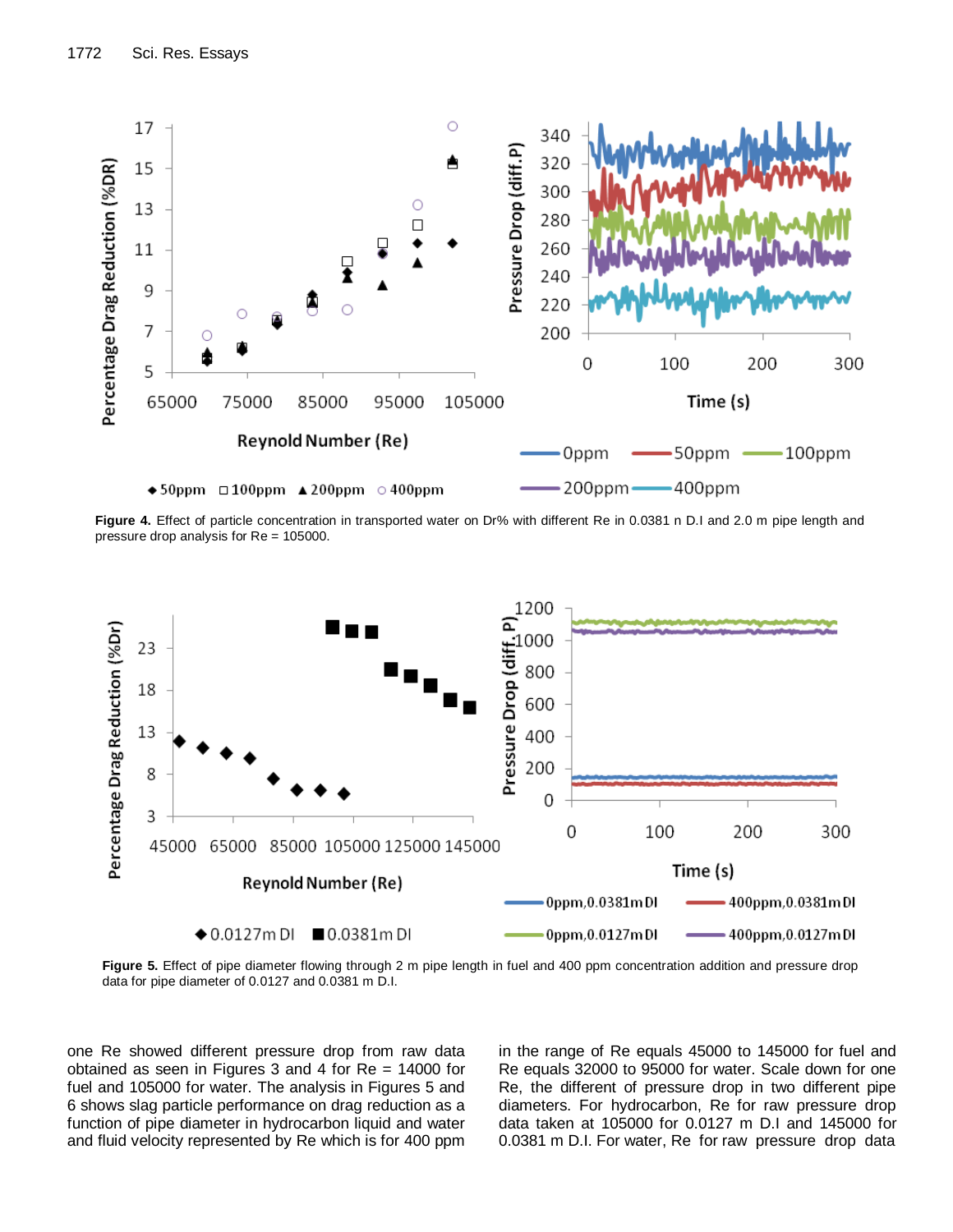**Figure 4.** Effect of particle concentration in transported water on Dr% with different Re in 0.0381 n D.I and 2.0 m pipe length and pressure drop analysis for Re = 105000.

**Figure 5.** Effect of pipe diameter flowing through 2 m pipe length in fuel and 400 ppm concentration addition and pressure drop data for pipe diameter of 0.0127 and 0.0381 m D.I.

one Re showed different pressure drop from raw data obtained as seen in Figures 3 and 4 for Re = 14000 for fuel and 105000 for water. The analysis in Figures 5 and 6 shows slag particle performance on drag reduction as a function of pipe diameter in hydrocarbon liquid and water and fluid velocity represented by Re which is for 400 ppm in the range of Re equals 45000 to 145000 for fuel and Re equals 32000 to 95000 for water. Scale down for one Re, the different of pressure drop in two different pipe diameters. For hydrocarbon, Re for raw pressure drop data taken at 105000 for 0.0127 m D.I and 145000 for 0.0381 m D.I. For water, Re for raw pressure drop data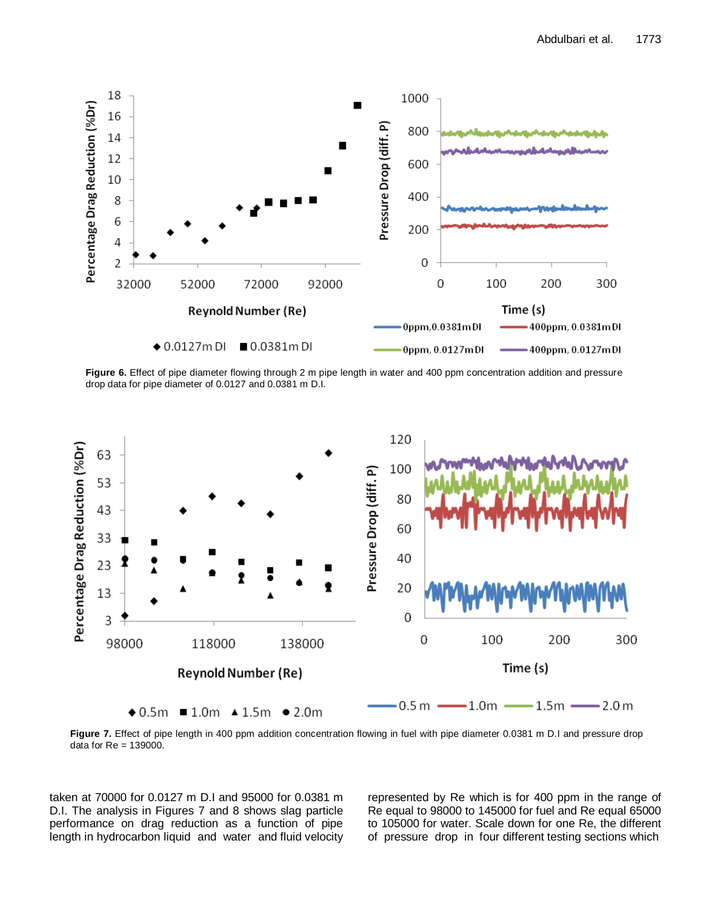**Figure 6.** Effect of pipe diameter flowing through 2 m pipe length in water and 400 ppm concentration addition and pressure drop data for pipe diameter of 0.0127 and 0.0381 m D.I.

**Figure 7.** Effect of pipe length in 400 ppm addition concentration flowing in fuel with pipe diameter 0.0381 m D.I and pressure drop data for Re = 139000.

taken at 70000 for 0.0127 m D.I and 95000 for 0.0381 m D.I. The analysis in Figures 7 and 8 shows slag particle performance on drag reduction as a function of pipe length in hydrocarbon liquid and water and fluid velocity represented by Re which is for 400 ppm in the range of Re equal to 98000 to 145000 for fuel and Re equal 65000 to 105000 for water. Scale down for one Re, the different of pressure drop in four different testing sections which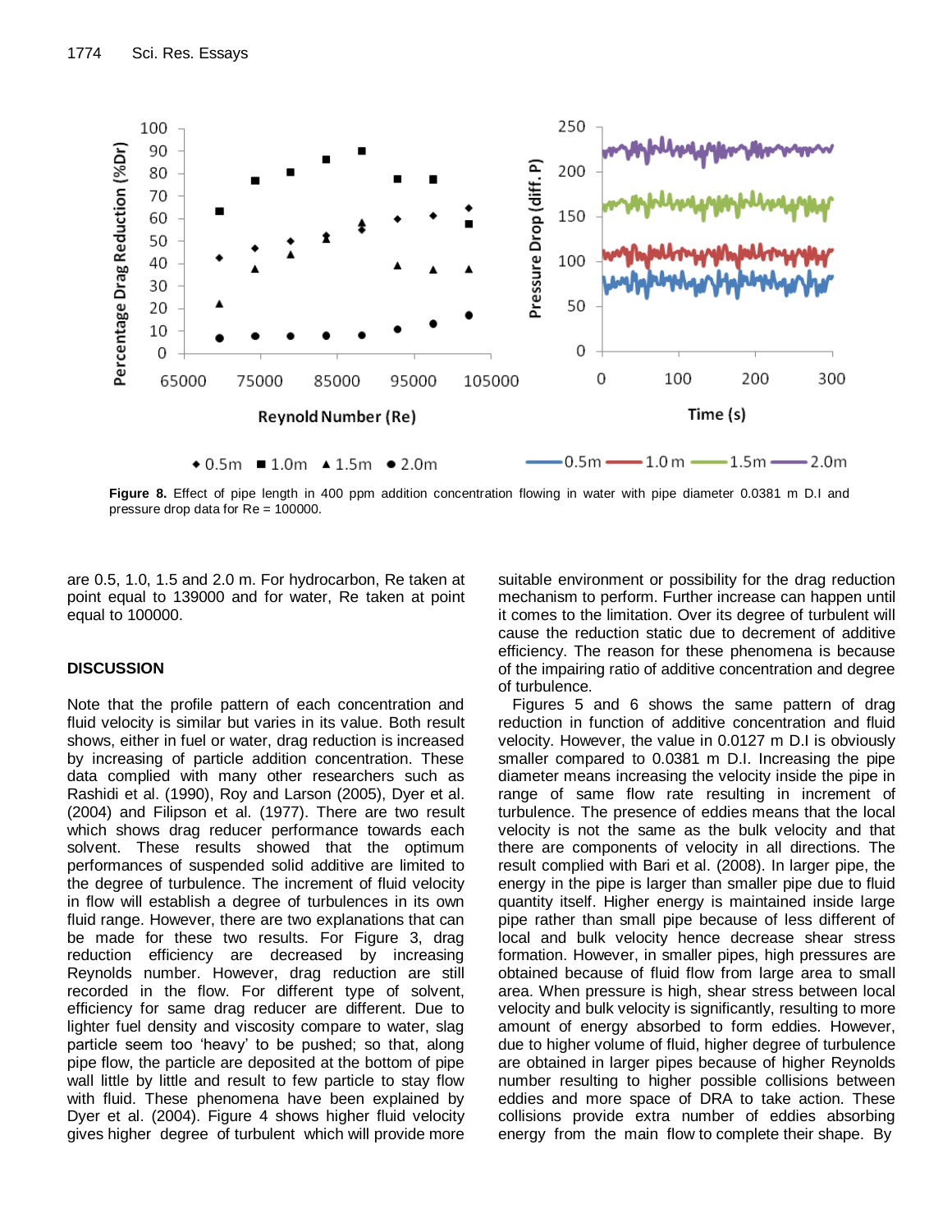**Figure 8.** Effect of pipe length in 400 ppm addition concentration flowing in water with pipe diameter 0.0381 m D.I and pressure drop data for Re = 100000.

are 0.5, 1.0, 1.5 and 2.0 m. For hydrocarbon, Re taken at point equal to 139000 and for water, Re taken at point equal to 100000.

## DISCUSSION

Note that the profile pattern of each concentration and fluid velocity is similar but varies in its value. Both result shows, either in fuel or water, drag reduction is increased by increasing of particle addition concentration. These data complied with many other researchers such as Rashidi et al. (1990), Roy and Larson (2005), Dyer et al. (2004) and Filipson et al. (1977). There are two result which shows drag reducer performance towards each solvent. These results showed that the optimum performances of suspended solid additive are limited to the degree of turbulence. The increment of fluid velocity in flow will establish a degree of turbulences in its own fluid range. However, there are two explanations that can be made for these two results. For Figure 3, drag reduction efficiency are decreased by increasing Reynolds number. However, drag reduction are still recorded in the flow. For different type of solvent, efficiency for same drag reducer are different. Due to lighter fuel density and viscosity compare to water, slag particle seem too 'heavy' to be pushed; so that, along pipe flow, the particle are deposited at the bottom of pipe wall little by little and result to few particle to stay flow with fluid. These phenomena have been explained by Dyer et al. (2004). Figure 4 shows higher fluid velocity gives higher degree of turbulent which will provide more suitable environment or possibility for the drag reduction mechanism to perform. Further increase can happen until it comes to the limitation. Over its degree of turbulent will cause the reduction static due to decrement of additive efficiency. The reason for these phenomena is because of the impairing ratio of additive concentration and degree of turbulence.

Figures 5 and 6 shows the same pattern of drag reduction in function of additive concentration and fluid velocity. However, the value in 0.0127 m D.I is obviously smaller compared to 0.0381 m D.I. Increasing the pipe diameter means increasing the velocity inside the pipe in range of same flow rate resulting in increment of turbulence. The presence of eddies means that the local velocity is not the same as the bulk velocity and that there are components of velocity in all directions. The result complied with Bari et al. (2008). In larger pipe, the energy in the pipe is larger than smaller pipe due to fluid quantity itself. Higher energy is maintained inside large pipe rather than small pipe because of less different of local and bulk velocity hence decrease shear stress formation. However, in smaller pipes, high pressures are obtained because of fluid flow from large area to small area. When pressure is high, shear stress between local velocity and bulk velocity is significantly, resulting to more amount of energy absorbed to form eddies. However, due to higher volume of fluid, higher degree of turbulence are obtained in larger pipes because of higher Reynolds number resulting to higher possible collisions between eddies and more space of DRA to take action. These collisions provide extra number of eddies absorbing energy from the main flow to complete their shape. By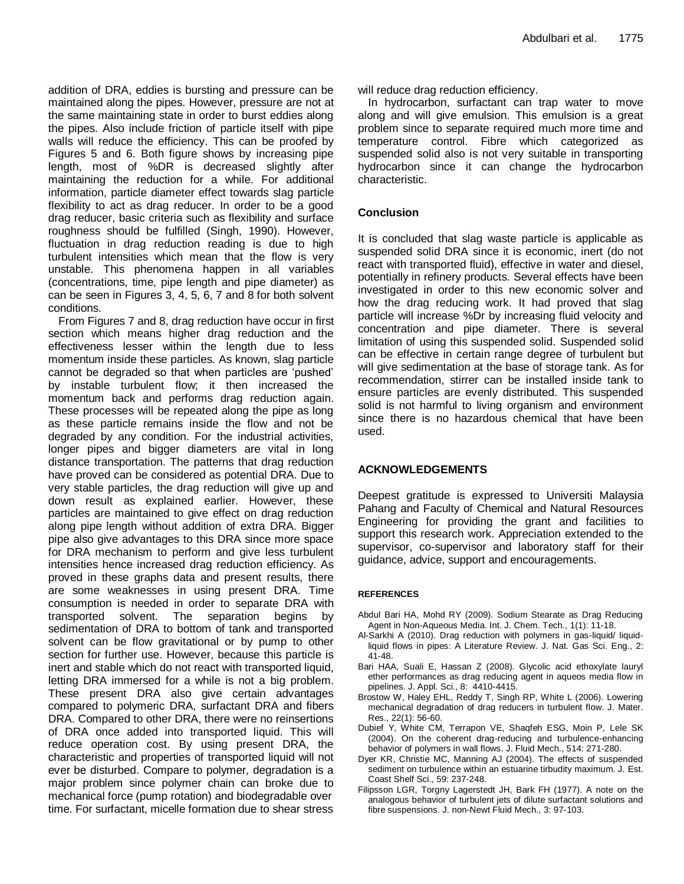addition of DRA, eddies is bursting and pressure can be maintained along the pipes. However, pressure are not at the same maintaining state in order to burst eddies along the pipes. Also include friction of particle itself with pipe walls will reduce the efficiency. This can be proofed by Figures 5 and 6. Both figure shows by increasing pipe length, most of %DR is decreased slightly after maintaining the reduction for a while. For additional information, particle diameter effect towards slag particle flexibility to act as drag reducer. In order to be a good drag reducer, basic criteria such as flexibility and surface roughness should be fulfilled (Singh, 1990). However, fluctuation in drag reduction reading is due to high turbulent intensities which mean that the flow is very unstable. This phenomena happen in all variables (concentrations, time, pipe length and pipe diameter) as can be seen in Figures 3, 4, 5, 6, 7 and 8 for both solvent conditions.

From Figures 7 and 8, drag reduction have occur in first section which means higher drag reduction and the effectiveness lesser within the length due to less momentum inside these particles. As known, slag particle cannot be degraded so that when particles are 'pushed' by instable turbulent flow; it then increased the momentum back and performs drag reduction again. These processes will be repeated along the pipe as long as these particle remains inside the flow and not be degraded by any condition. For the industrial activities, longer pipes and bigger diameters are vital in long distance transportation. The patterns that drag reduction have proved can be considered as potential DRA. Due to very stable particles, the drag reduction will give up and down result as explained earlier. However, these particles are maintained to give effect on drag reduction along pipe length without addition of extra DRA. Bigger pipe also give advantages to this DRA since more space for DRA mechanism to perform and give less turbulent intensities hence increased drag reduction efficiency. As proved in these graphs data and present results, there are some weaknesses in using present DRA. Time consumption is needed in order to separate DRA with transported solvent. The separation begins by sedimentation of DRA to bottom of tank and transported solvent can be flow gravitational or by pump to other section for further use. However, because this particle is inert and stable which do not react with transported liquid, letting DRA immersed for a while is not a big problem. These present DRA also give certain advantages compared to polymeric DRA, surfactant DRA and fibers DRA. Compared to other DRA, there were no reinsertions of DRA once added into transported liquid. This will reduce operation cost. By using present DRA, the characteristic and properties of transported liquid will not ever be disturbed. Compare to polymer, degradation is a major problem since polymer chain can broke due to mechanical force (pump rotation) and biodegradable over time. For surfactant, micelle formation due to shear stress will reduce drag reduction efficiency.

In hydrocarbon, surfactant can trap water to move along and will give emulsion. This emulsion is a great problem since to separate required much more time and temperature control. Fibre which categorized as suspended solid also is not very suitable in transporting hydrocarbon since it can change the hydrocarbon characteristic.

## Conclusion

It is concluded that slag waste particle is applicable as suspended solid DRA since it is economic, inert (do not react with transported fluid), effective in water and diesel, potentially in refinery products. Several effects have been investigated in order to this new economic solver and how the drag reducing work. It had proved that slag particle will increase %Dr by increasing fluid velocity and concentration and pipe diameter. There is several limitation of using this suspended solid. Suspended solid can be effective in certain range degree of turbulent but will give sedimentation at the base of storage tank. As for recommendation, stirrer can be installed inside tank to ensure particles are evenly distributed. This suspended solid is not harmful to living organism and environment since there is no hazardous chemical that have been used.

## ACKNOWLEDGEMENTS

Deepest gratitude is expressed to Universiti Malaysia Pahang and Faculty of Chemical and Natural Resources Engineering for providing the grant and facilities to support this research work. Appreciation extended to the supervisor, co-supervisor and laboratory staff for their guidance, advice, support and encouragements.

### REFERENCES

Abdul Bari HA, Mohd RY (2009). Sodium Stearate as Drag Reducing Agent in Non-Aqueous Media. Int. J. Chem. Tech., 1(1): 11-18.

Al-Sarkhi A (2010). Drag reduction with polymers in gas-liquid/ liquid-liquid flows in pipes: A Literature Review. J. Nat. Gas Sci. Eng., 2: 41-48.

Bari HAA, Suali E, Hassan Z (2008). Glycolic acid ethoxylate lauryl ether performances as drag reducing agent in aqueos media flow in pipelines. J. Appl. Sci., 8: 4410-4415.

Brostow W, Haley EHL, Reddy T, Singh RP, White L (2006). Lowering mechanical degradation of drag reducers in turbulent flow. J. Mater. Res., 22(1): 56-60.

Dubief Y, White CM, Terrapon VE, Shaqfeh ESG, Moin P, Lele SK (2004). On the coherent drag-reducing and turbulence-enhancing behavior of polymers in wall flows. J. Fluid Mech., 514: 271-280.

Dyer KR, Christie MC, Manning AJ (2004). The effects of suspended sediment on turbulence within an estuarine tirbudity maximum. J. Est. Coast Shelf Sci., 59: 237-248.

Filipsson LGR, Torgny Lagerstedt JH, Bark FH (1977). A note on the analogous behavior of turbulent jets of dilute surfactant solutions and fibre suspensions. J. non-Newt Fluid Mech., 3: 97-103.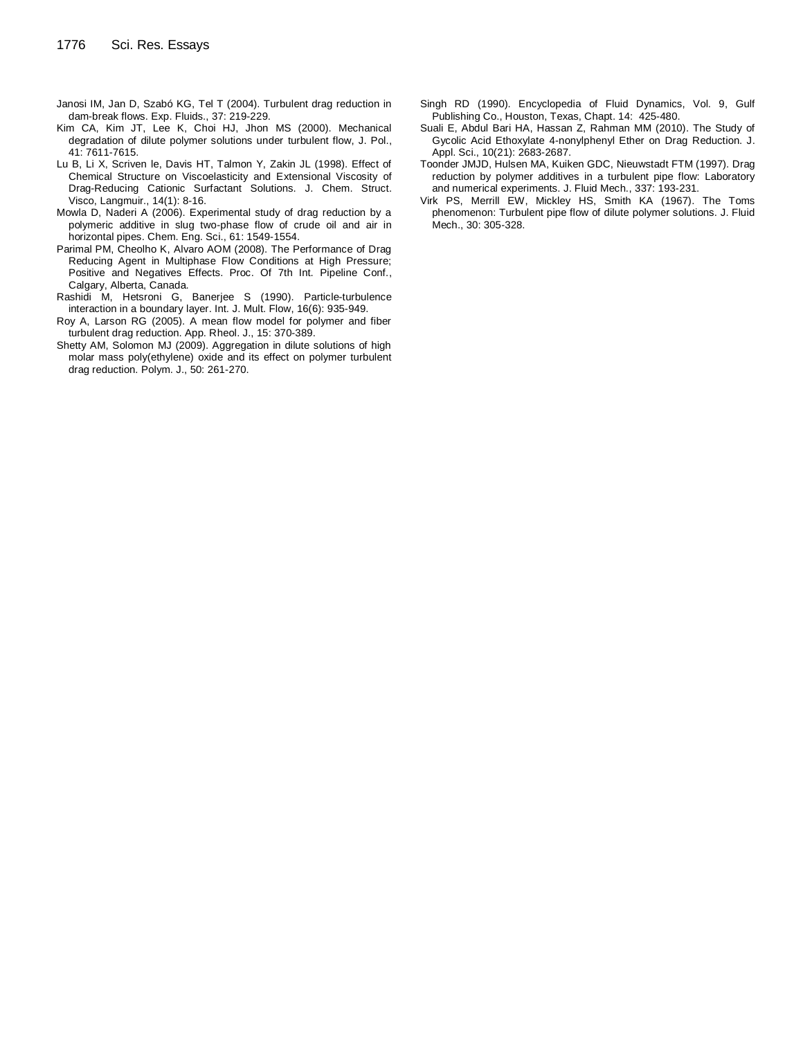Janosi IM, Jan D, Szabó KG, Tel T (2004). Turbulent drag reduction in dam-break flows. Exp. Fluids., 37: 219-229.

Kim CA, Kim JT, Lee K, Choi HJ, Jhon MS (2000). Mechanical degradation of dilute polymer solutions under turbulent flow, J. Pol., 41: 7611-7615.

Lu B, Li X, Scriven le, Davis HT, Talmon Y, Zakin JL (1998). Effect of Chemical Structure on Viscoelasticity and Extensional Viscosity of Drag-Reducing Cationic Surfactant Solutions. J. Chem. Struct. Visco, Langmuir., 14(1): 8-16.

Mowla D, Naderi A (2006). Experimental study of drag reduction by a polymeric additive in slug two-phase flow of crude oil and air in horizontal pipes. Chem. Eng. Sci., 61: 1549-1554.

Parimal PM, Cheolho K, Alvaro AOM (2008). The Performance of Drag Reducing Agent in Multiphase Flow Conditions at High Pressure; Positive and Negatives Effects. Proc. Of 7th Int. Pipeline Conf., Calgary, Alberta, Canada.

Rashidi M, Hetsroni G, Banerjee S (1990). Particle-turbulence interaction in a boundary layer. Int. J. Mult. Flow, 16(6): 935-949.

Roy A, Larson RG (2005). A mean flow model for polymer and fiber turbulent drag reduction. App. Rheol. J., 15: 370-389.

Shetty AM, Solomon MJ (2009). Aggregation in dilute solutions of high molar mass poly(ethylene) oxide and its effect on polymer turbulent drag reduction. Polym. J., 50: 261-270.

Singh RD (1990). Encyclopedia of Fluid Dynamics, Vol. 9, Gulf Publishing Co., Houston, Texas, Chapt. 14: 425-480.

Suali E, Abdul Bari HA, Hassan Z, Rahman MM (2010). The Study of Gycolic Acid Ethoxylate 4-nonylphenyl Ether on Drag Reduction. J. Appl. Sci., 10(21): 2683-2687.

Toonder JMJD, Hulsen MA, Kuiken GDC, Nieuwstadt FTM (1997). Drag reduction by polymer additives in a turbulent pipe flow: Laboratory and numerical experiments. J. Fluid Mech., 337: 193-231.

Virk PS, Merrill EW, Mickley HS, Smith KA (1967). The Toms phenomenon: Turbulent pipe flow of dilute polymer solutions. J. Fluid Mech., 30: 305-328.